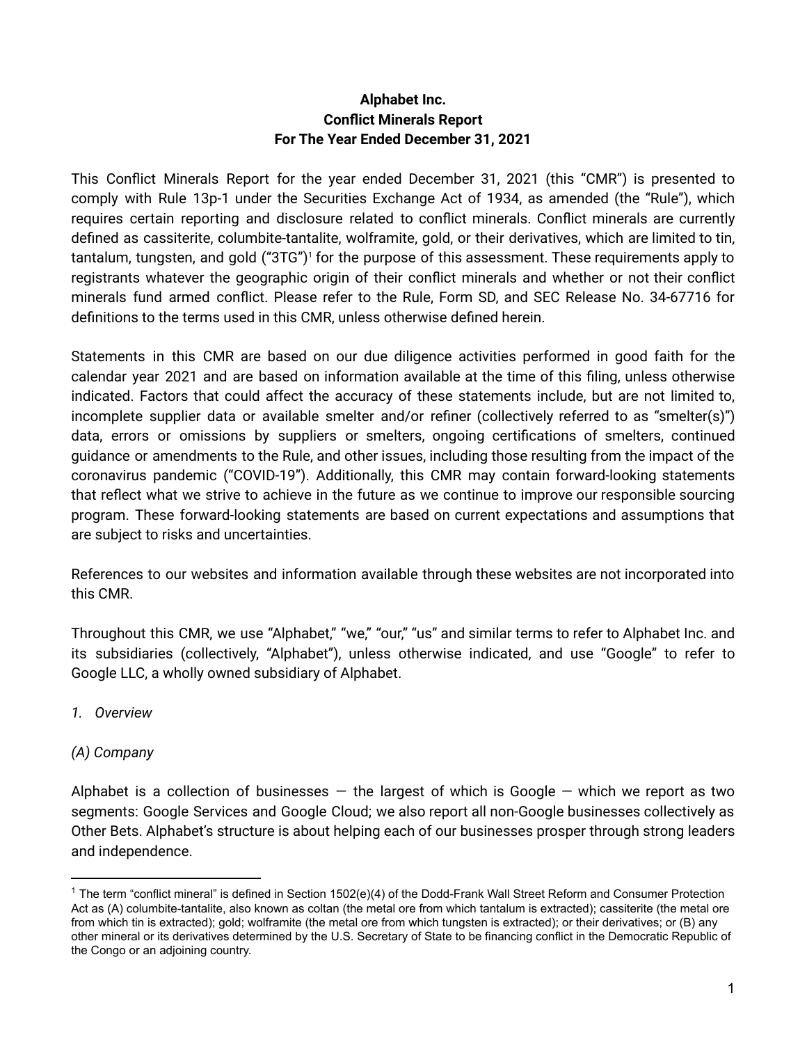# Alphabet Inc.
# Conflict Minerals Report
# For The Year Ended December 31, 2021

This Conflict Minerals Report for the year ended December 31, 2021 (this "CMR") is presented to comply with Rule 13p-1 under the Securities Exchange Act of 1934, as amended (the "Rule"), which requires certain reporting and disclosure related to conflict minerals. Conflict minerals are currently defined as cassiterite, columbite-tantalite, wolframite, gold, or their derivatives, which are limited to tin, tantalum, tungsten, and gold ("3TG")[1] for the purpose of this assessment. These requirements apply to registrants whatever the geographic origin of their conflict minerals and whether or not their conflict minerals fund armed conflict. Please refer to the Rule, Form SD, and SEC Release No. 34-67716 for definitions to the terms used in this CMR, unless otherwise defined herein.

Statements in this CMR are based on our due diligence activities performed in good faith for the calendar year 2021 and are based on information available at the time of this filing, unless otherwise indicated. Factors that could affect the accuracy of these statements include, but are not limited to, incomplete supplier data or available smelter and/or refiner (collectively referred to as "smelter(s)") data, errors or omissions by suppliers or smelters, ongoing certifications of smelters, continued guidance or amendments to the Rule, and other issues, including those resulting from the impact of the coronavirus pandemic ("COVID-19"). Additionally, this CMR may contain forward-looking statements that reflect what we strive to achieve in the future as we continue to improve our responsible sourcing program. These forward-looking statements are based on current expectations and assumptions that are subject to risks and uncertainties.

References to our websites and information available through these websites are not incorporated into this CMR.

Throughout this CMR, we use "Alphabet," "we," "our," "us" and similar terms to refer to Alphabet Inc. and its subsidiaries (collectively, "Alphabet"), unless otherwise indicated, and use "Google" to refer to Google LLC, a wholly owned subsidiary of Alphabet.

*1. Overview*

*(A) Company*

Alphabet is a collection of businesses — the largest of which is Google — which we report as two segments: Google Services and Google Cloud; we also report all non-Google businesses collectively as Other Bets. Alphabet's structure is about helping each of our businesses prosper through strong leaders and independence.

---

[1] The term "conflict mineral" is defined in Section 1502(e)(4) of the Dodd-Frank Wall Street Reform and Consumer Protection Act as (A) columbite-tantalite, also known as coltan (the metal ore from which tantalum is extracted); cassiterite (the metal ore from which tin is extracted); gold; wolframite (the metal ore from which tungsten is extracted); or their derivatives; or (B) any other mineral or its derivatives determined by the U.S. Secretary of State to be financing conflict in the Democratic Republic of the Congo or an adjoining country.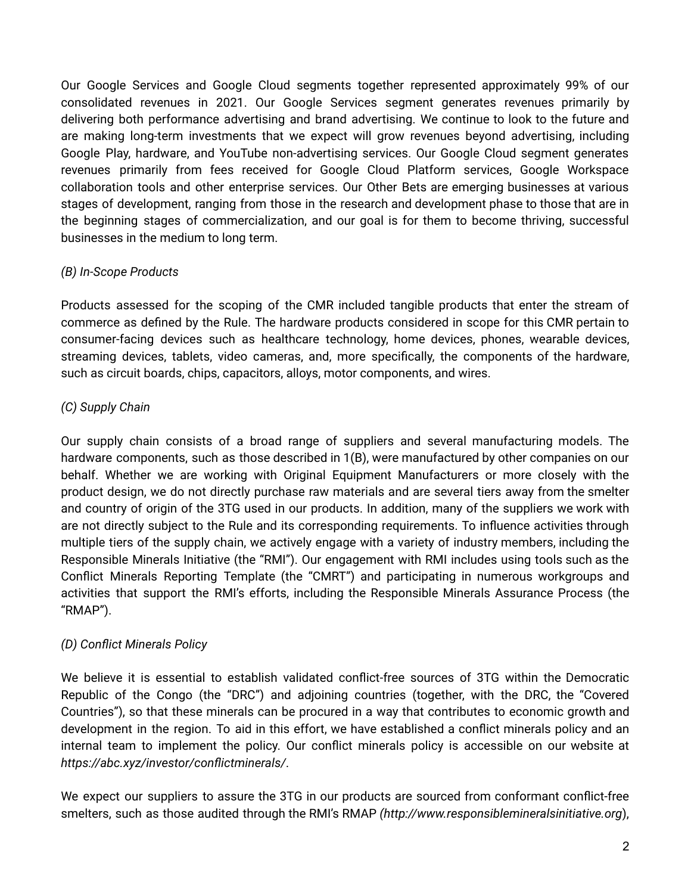Our Google Services and Google Cloud segments together represented approximately 99% of our consolidated revenues in 2021. Our Google Services segment generates revenues primarily by delivering both performance advertising and brand advertising. We continue to look to the future and are making long-term investments that we expect will grow revenues beyond advertising, including Google Play, hardware, and YouTube non-advertising services. Our Google Cloud segment generates revenues primarily from fees received for Google Cloud Platform services, Google Workspace collaboration tools and other enterprise services. Our Other Bets are emerging businesses at various stages of development, ranging from those in the research and development phase to those that are in the beginning stages of commercialization, and our goal is for them to become thriving, successful businesses in the medium to long term.

*(B) In-Scope Products*

Products assessed for the scoping of the CMR included tangible products that enter the stream of commerce as defined by the Rule. The hardware products considered in scope for this CMR pertain to consumer-facing devices such as healthcare technology, home devices, phones, wearable devices, streaming devices, tablets, video cameras, and, more specifically, the components of the hardware, such as circuit boards, chips, capacitors, alloys, motor components, and wires.

*(C) Supply Chain*

Our supply chain consists of a broad range of suppliers and several manufacturing models. The hardware components, such as those described in 1(B), were manufactured by other companies on our behalf. Whether we are working with Original Equipment Manufacturers or more closely with the product design, we do not directly purchase raw materials and are several tiers away from the smelter and country of origin of the 3TG used in our products. In addition, many of the suppliers we work with are not directly subject to the Rule and its corresponding requirements. To influence activities through multiple tiers of the supply chain, we actively engage with a variety of industry members, including the Responsible Minerals Initiative (the "RMI"). Our engagement with RMI includes using tools such as the Conflict Minerals Reporting Template (the "CMRT") and participating in numerous workgroups and activities that support the RMI's efforts, including the Responsible Minerals Assurance Process (the "RMAP").

*(D) Conflict Minerals Policy*

We believe it is essential to establish validated conflict-free sources of 3TG within the Democratic Republic of the Congo (the "DRC") and adjoining countries (together, with the DRC, the "Covered Countries"), so that these minerals can be procured in a way that contributes to economic growth and development in the region. To aid in this effort, we have established a conflict minerals policy and an internal team to implement the policy. Our conflict minerals policy is accessible on our website at *https://abc.xyz/investor/conflictminerals/*.

We expect our suppliers to assure the 3TG in our products are sourced from conformant conflict-free smelters, such as those audited through the RMI's RMAP *(http://www.responsiblemineralsinitiative.org)*,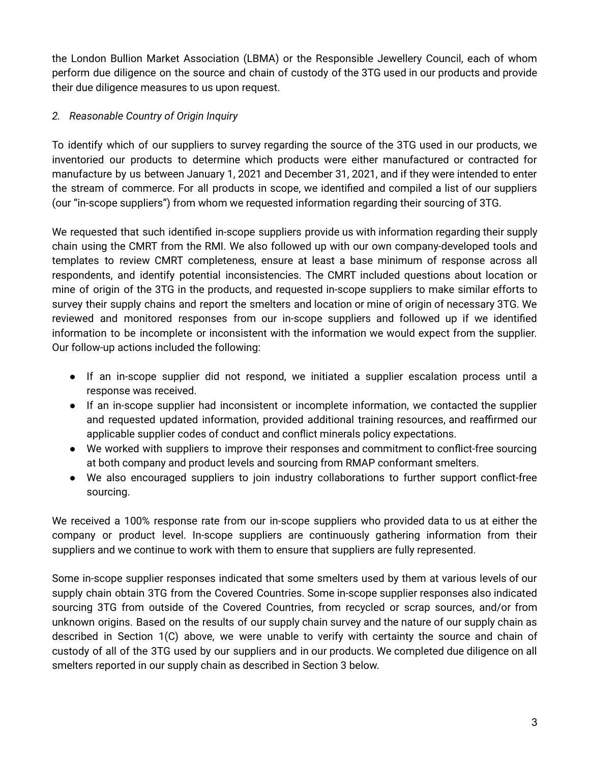the London Bullion Market Association (LBMA) or the Responsible Jewellery Council, each of whom perform due diligence on the source and chain of custody of the 3TG used in our products and provide their due diligence measures to us upon request.

*2. Reasonable Country of Origin Inquiry*

To identify which of our suppliers to survey regarding the source of the 3TG used in our products, we inventoried our products to determine which products were either manufactured or contracted for manufacture by us between January 1, 2021 and December 31, 2021, and if they were intended to enter the stream of commerce. For all products in scope, we identified and compiled a list of our suppliers (our "in-scope suppliers") from whom we requested information regarding their sourcing of 3TG.

We requested that such identified in-scope suppliers provide us with information regarding their supply chain using the CMRT from the RMI. We also followed up with our own company-developed tools and templates to review CMRT completeness, ensure at least a base minimum of response across all respondents, and identify potential inconsistencies. The CMRT included questions about location or mine of origin of the 3TG in the products, and requested in-scope suppliers to make similar efforts to survey their supply chains and report the smelters and location or mine of origin of necessary 3TG. We reviewed and monitored responses from our in-scope suppliers and followed up if we identified information to be incomplete or inconsistent with the information we would expect from the supplier. Our follow-up actions included the following:

- If an in-scope supplier did not respond, we initiated a supplier escalation process until a response was received.
- If an in-scope supplier had inconsistent or incomplete information, we contacted the supplier and requested updated information, provided additional training resources, and reaffirmed our applicable supplier codes of conduct and conflict minerals policy expectations.
- We worked with suppliers to improve their responses and commitment to conflict-free sourcing at both company and product levels and sourcing from RMAP conformant smelters.
- We also encouraged suppliers to join industry collaborations to further support conflict-free sourcing.

We received a 100% response rate from our in-scope suppliers who provided data to us at either the company or product level. In-scope suppliers are continuously gathering information from their suppliers and we continue to work with them to ensure that suppliers are fully represented.

Some in-scope supplier responses indicated that some smelters used by them at various levels of our supply chain obtain 3TG from the Covered Countries. Some in-scope supplier responses also indicated sourcing 3TG from outside of the Covered Countries, from recycled or scrap sources, and/or from unknown origins. Based on the results of our supply chain survey and the nature of our supply chain as described in Section 1(C) above, we were unable to verify with certainty the source and chain of custody of all of the 3TG used by our suppliers and in our products. We completed due diligence on all smelters reported in our supply chain as described in Section 3 below.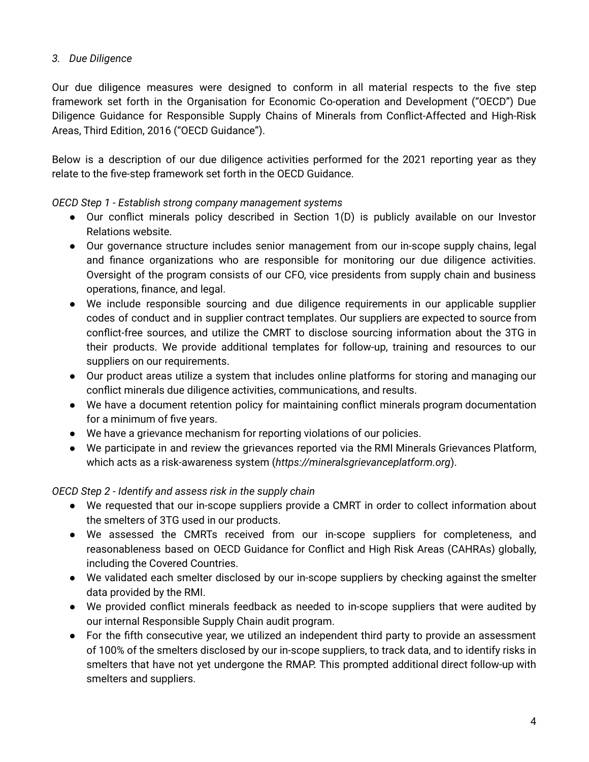*3. Due Diligence*

Our due diligence measures were designed to conform in all material respects to the five step framework set forth in the Organisation for Economic Co-operation and Development ("OECD") Due Diligence Guidance for Responsible Supply Chains of Minerals from Conflict-Affected and High-Risk Areas, Third Edition, 2016 ("OECD Guidance").

Below is a description of our due diligence activities performed for the 2021 reporting year as they relate to the five-step framework set forth in the OECD Guidance.

*OECD Step 1 - Establish strong company management systems*

- Our conflict minerals policy described in Section 1(D) is publicly available on our Investor Relations website.
- Our governance structure includes senior management from our in-scope supply chains, legal and finance organizations who are responsible for monitoring our due diligence activities. Oversight of the program consists of our CFO, vice presidents from supply chain and business operations, finance, and legal.
- We include responsible sourcing and due diligence requirements in our applicable supplier codes of conduct and in supplier contract templates. Our suppliers are expected to source from conflict-free sources, and utilize the CMRT to disclose sourcing information about the 3TG in their products. We provide additional templates for follow-up, training and resources to our suppliers on our requirements.
- Our product areas utilize a system that includes online platforms for storing and managing our conflict minerals due diligence activities, communications, and results.
- We have a document retention policy for maintaining conflict minerals program documentation for a minimum of five years.
- We have a grievance mechanism for reporting violations of our policies.
- We participate in and review the grievances reported via the RMI Minerals Grievances Platform, which acts as a risk-awareness system (*https://mineralsgrievanceplatform.org*).

*OECD Step 2 - Identify and assess risk in the supply chain*

- We requested that our in-scope suppliers provide a CMRT in order to collect information about the smelters of 3TG used in our products.
- We assessed the CMRTs received from our in-scope suppliers for completeness, and reasonableness based on OECD Guidance for Conflict and High Risk Areas (CAHRAs) globally, including the Covered Countries.
- We validated each smelter disclosed by our in-scope suppliers by checking against the smelter data provided by the RMI.
- We provided conflict minerals feedback as needed to in-scope suppliers that were audited by our internal Responsible Supply Chain audit program.
- For the fifth consecutive year, we utilized an independent third party to provide an assessment of 100% of the smelters disclosed by our in-scope suppliers, to track data, and to identify risks in smelters that have not yet undergone the RMAP. This prompted additional direct follow-up with smelters and suppliers.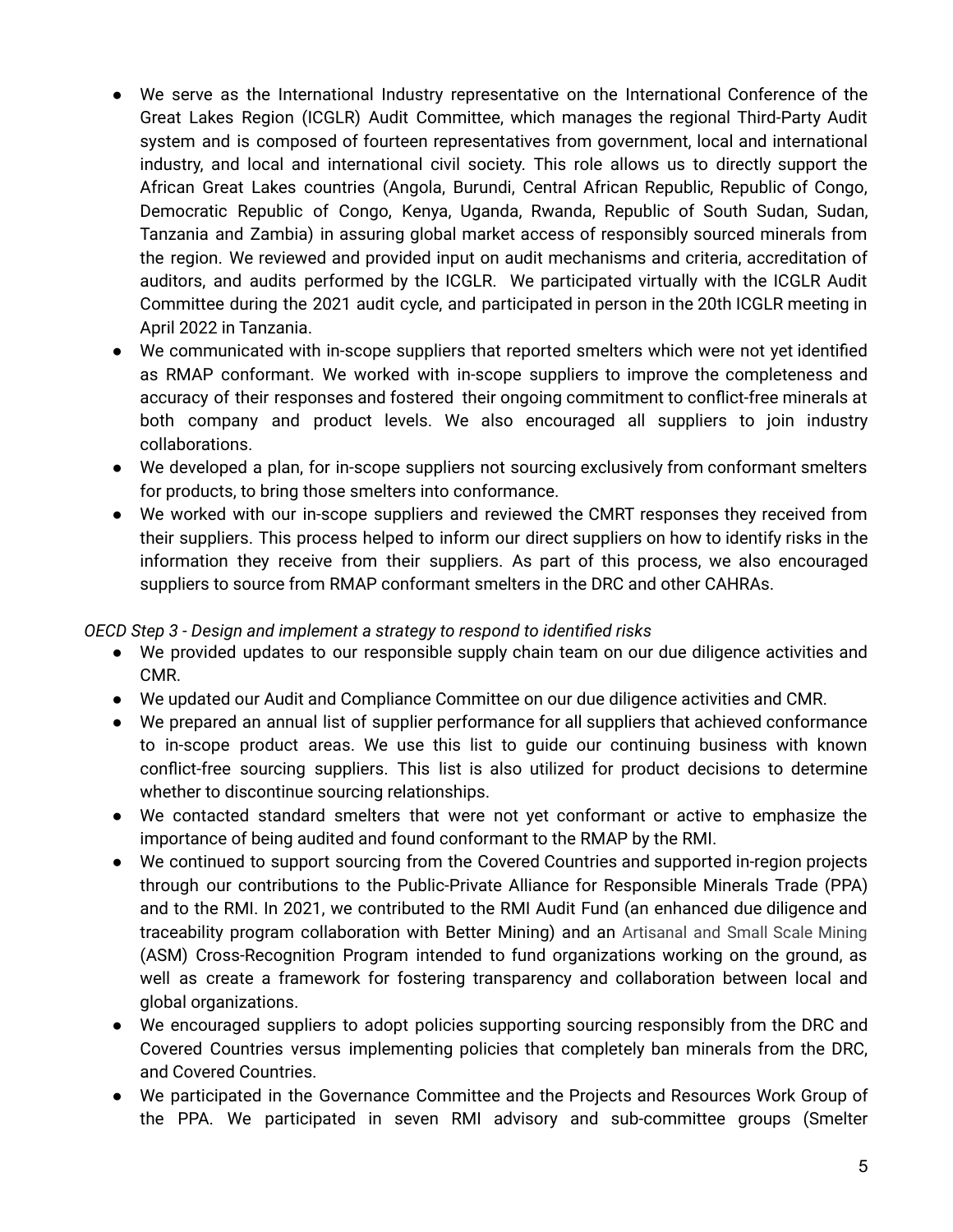- We serve as the International Industry representative on the International Conference of the Great Lakes Region (ICGLR) Audit Committee, which manages the regional Third-Party Audit system and is composed of fourteen representatives from government, local and international industry, and local and international civil society. This role allows us to directly support the African Great Lakes countries (Angola, Burundi, Central African Republic, Republic of Congo, Democratic Republic of Congo, Kenya, Uganda, Rwanda, Republic of South Sudan, Sudan, Tanzania and Zambia) in assuring global market access of responsibly sourced minerals from the region. We reviewed and provided input on audit mechanisms and criteria, accreditation of auditors, and audits performed by the ICGLR. We participated virtually with the ICGLR Audit Committee during the 2021 audit cycle, and participated in person in the 20th ICGLR meeting in April 2022 in Tanzania.
- We communicated with in-scope suppliers that reported smelters which were not yet identified as RMAP conformant. We worked with in-scope suppliers to improve the completeness and accuracy of their responses and fostered their ongoing commitment to conflict-free minerals at both company and product levels. We also encouraged all suppliers to join industry collaborations.
- We developed a plan, for in-scope suppliers not sourcing exclusively from conformant smelters for products, to bring those smelters into conformance.
- We worked with our in-scope suppliers and reviewed the CMRT responses they received from their suppliers. This process helped to inform our direct suppliers on how to identify risks in the information they receive from their suppliers. As part of this process, we also encouraged suppliers to source from RMAP conformant smelters in the DRC and other CAHRAs.

*OECD Step 3 - Design and implement a strategy to respond to identified risks*

- We provided updates to our responsible supply chain team on our due diligence activities and CMR.
- We updated our Audit and Compliance Committee on our due diligence activities and CMR.
- We prepared an annual list of supplier performance for all suppliers that achieved conformance to in-scope product areas. We use this list to guide our continuing business with known conflict-free sourcing suppliers. This list is also utilized for product decisions to determine whether to discontinue sourcing relationships.
- We contacted standard smelters that were not yet conformant or active to emphasize the importance of being audited and found conformant to the RMAP by the RMI.
- We continued to support sourcing from the Covered Countries and supported in-region projects through our contributions to the Public-Private Alliance for Responsible Minerals Trade (PPA) and to the RMI. In 2021, we contributed to the RMI Audit Fund (an enhanced due diligence and traceability program collaboration with Better Mining) and an Artisanal and Small Scale Mining (ASM) Cross-Recognition Program intended to fund organizations working on the ground, as well as create a framework for fostering transparency and collaboration between local and global organizations.
- We encouraged suppliers to adopt policies supporting sourcing responsibly from the DRC and Covered Countries versus implementing policies that completely ban minerals from the DRC, and Covered Countries.
- We participated in the Governance Committee and the Projects and Resources Work Group of the PPA. We participated in seven RMI advisory and sub-committee groups (Smelter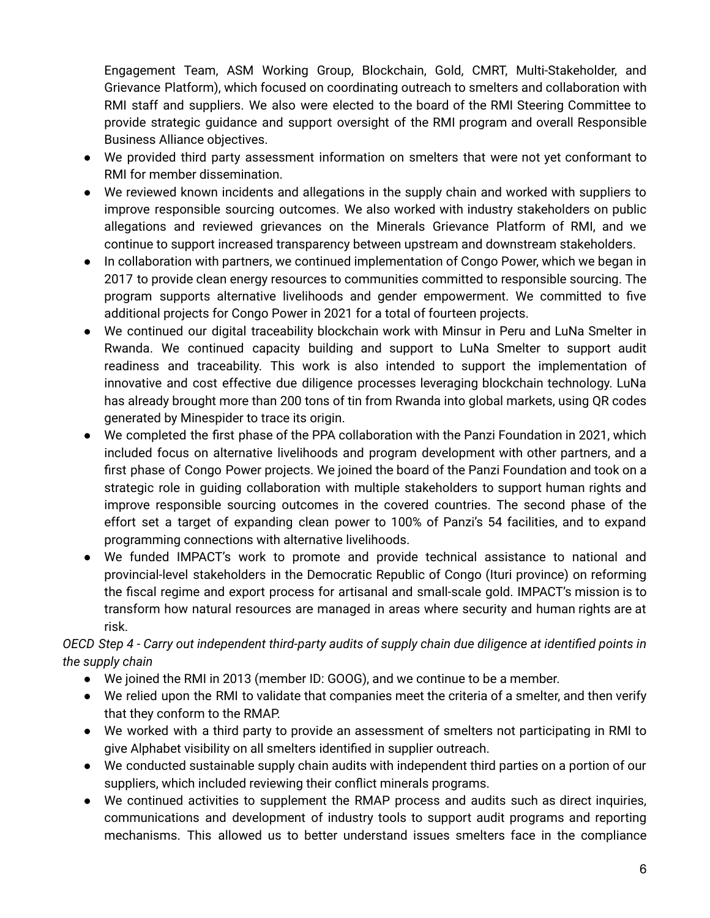Engagement Team, ASM Working Group, Blockchain, Gold, CMRT, Multi-Stakeholder, and Grievance Platform), which focused on coordinating outreach to smelters and collaboration with RMI staff and suppliers. We also were elected to the board of the RMI Steering Committee to provide strategic guidance and support oversight of the RMI program and overall Responsible Business Alliance objectives.

- We provided third party assessment information on smelters that were not yet conformant to RMI for member dissemination.
- We reviewed known incidents and allegations in the supply chain and worked with suppliers to improve responsible sourcing outcomes. We also worked with industry stakeholders on public allegations and reviewed grievances on the Minerals Grievance Platform of RMI, and we continue to support increased transparency between upstream and downstream stakeholders.
- In collaboration with partners, we continued implementation of Congo Power, which we began in 2017 to provide clean energy resources to communities committed to responsible sourcing. The program supports alternative livelihoods and gender empowerment. We committed to five additional projects for Congo Power in 2021 for a total of fourteen projects.
- We continued our digital traceability blockchain work with Minsur in Peru and LuNa Smelter in Rwanda. We continued capacity building and support to LuNa Smelter to support audit readiness and traceability. This work is also intended to support the implementation of innovative and cost effective due diligence processes leveraging blockchain technology. LuNa has already brought more than 200 tons of tin from Rwanda into global markets, using QR codes generated by Minespider to trace its origin.
- We completed the first phase of the PPA collaboration with the Panzi Foundation in 2021, which included focus on alternative livelihoods and program development with other partners, and a first phase of Congo Power projects. We joined the board of the Panzi Foundation and took on a strategic role in guiding collaboration with multiple stakeholders to support human rights and improve responsible sourcing outcomes in the covered countries. The second phase of the effort set a target of expanding clean power to 100% of Panzi's 54 facilities, and to expand programming connections with alternative livelihoods.
- We funded IMPACT's work to promote and provide technical assistance to national and provincial-level stakeholders in the Democratic Republic of Congo (Ituri province) on reforming the fiscal regime and export process for artisanal and small-scale gold. IMPACT's mission is to transform how natural resources are managed in areas where security and human rights are at risk.

*OECD Step 4 - Carry out independent third-party audits of supply chain due diligence at identified points in the supply chain*

- We joined the RMI in 2013 (member ID: GOOG), and we continue to be a member.
- We relied upon the RMI to validate that companies meet the criteria of a smelter, and then verify that they conform to the RMAP.
- We worked with a third party to provide an assessment of smelters not participating in RMI to give Alphabet visibility on all smelters identified in supplier outreach.
- We conducted sustainable supply chain audits with independent third parties on a portion of our suppliers, which included reviewing their conflict minerals programs.
- We continued activities to supplement the RMAP process and audits such as direct inquiries, communications and development of industry tools to support audit programs and reporting mechanisms. This allowed us to better understand issues smelters face in the compliance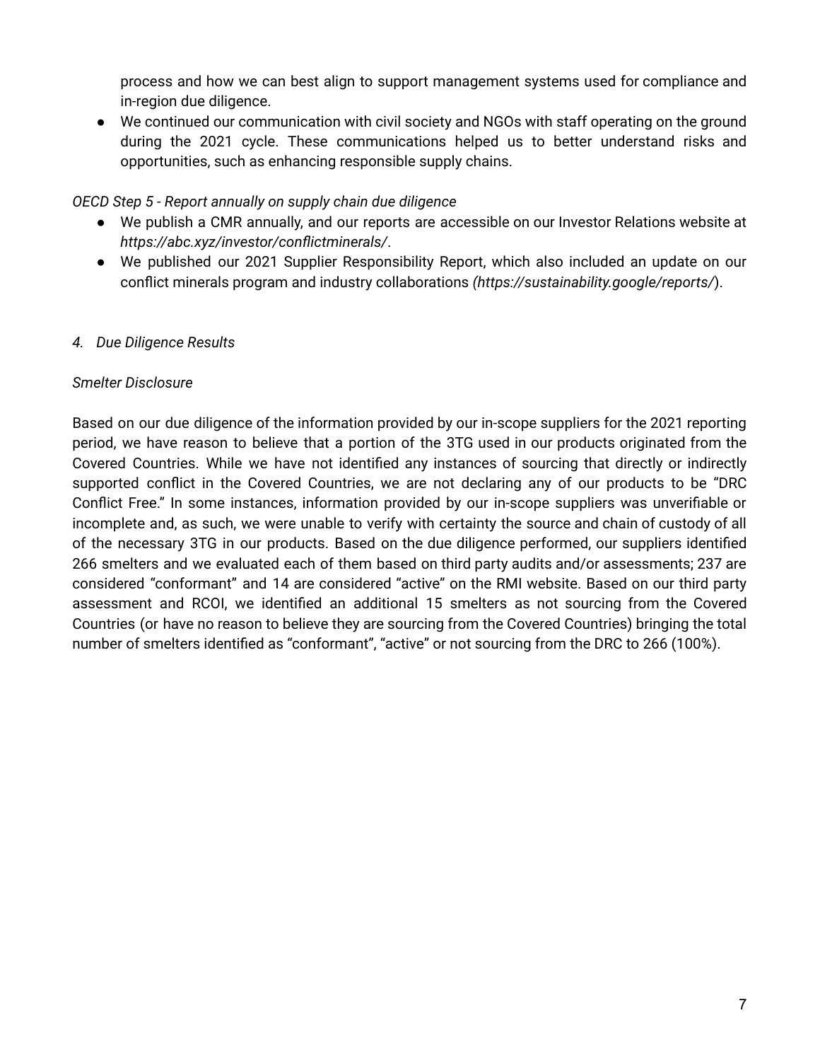process and how we can best align to support management systems used for compliance and in-region due diligence.
- We continued our communication with civil society and NGOs with staff operating on the ground during the 2021 cycle. These communications helped us to better understand risks and opportunities, such as enhancing responsible supply chains.

*OECD Step 5 - Report annually on supply chain due diligence*

- We publish a CMR annually, and our reports are accessible on our Investor Relations website at *https://abc.xyz/investor/conflictminerals/*.
- We published our 2021 Supplier Responsibility Report, which also included an update on our conflict minerals program and industry collaborations *(https://sustainability.google/reports/*).

*4. Due Diligence Results*

*Smelter Disclosure*

Based on our due diligence of the information provided by our in-scope suppliers for the 2021 reporting period, we have reason to believe that a portion of the 3TG used in our products originated from the Covered Countries. While we have not identified any instances of sourcing that directly or indirectly supported conflict in the Covered Countries, we are not declaring any of our products to be "DRC Conflict Free." In some instances, information provided by our in-scope suppliers was unverifiable or incomplete and, as such, we were unable to verify with certainty the source and chain of custody of all of the necessary 3TG in our products. Based on the due diligence performed, our suppliers identified 266 smelters and we evaluated each of them based on third party audits and/or assessments; 237 are considered "conformant" and 14 are considered "active" on the RMI website. Based on our third party assessment and RCOI, we identified an additional 15 smelters as not sourcing from the Covered Countries (or have no reason to believe they are sourcing from the Covered Countries) bringing the total number of smelters identified as "conformant", "active" or not sourcing from the DRC to 266 (100%).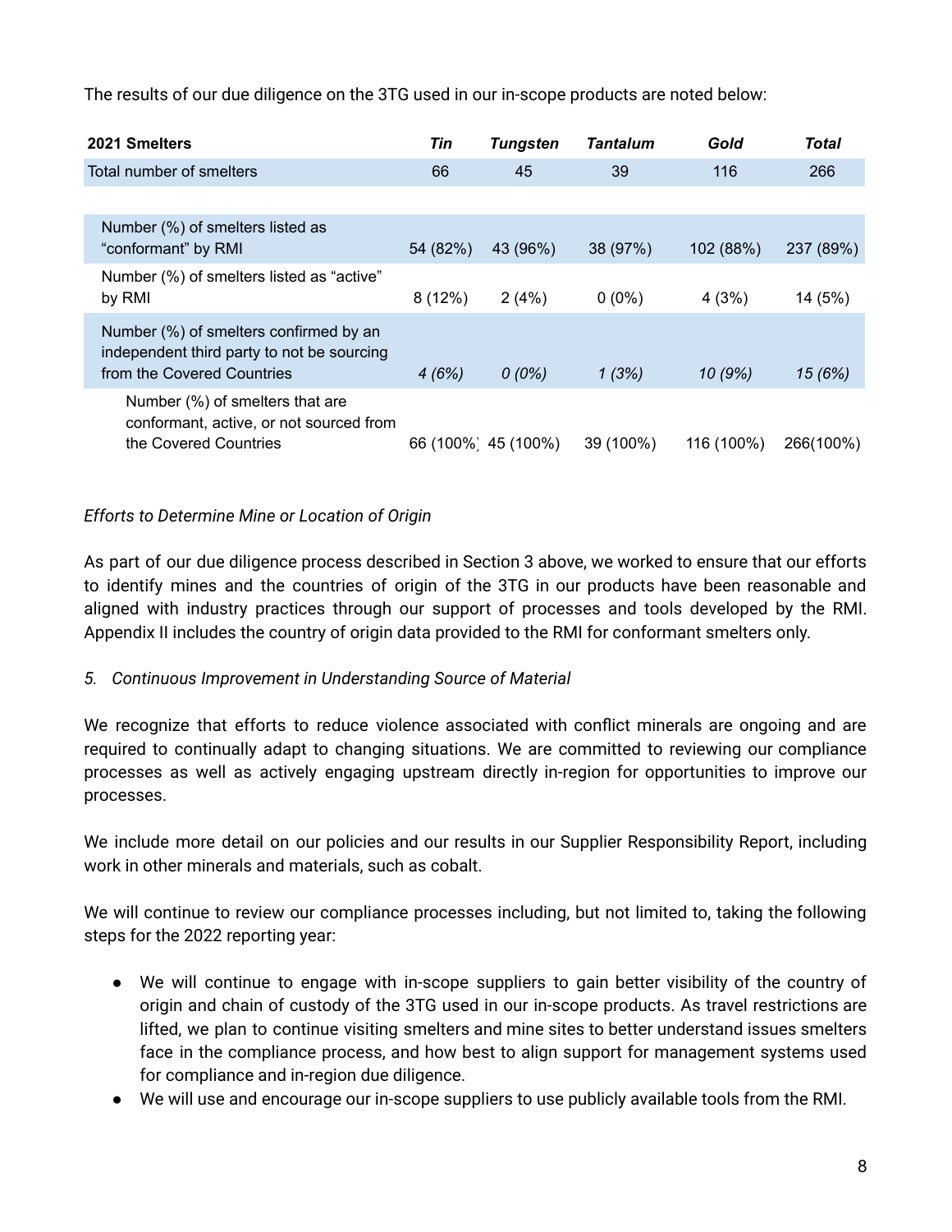The results of our due diligence on the 3TG used in our in-scope products are noted below:

| **2021 Smelters** | ***Tin*** | ***Tungsten*** | ***Tantalum*** | ***Gold*** | ***Total*** |
|---|---|---|---|---|---|
| Total number of smelters | 66 | 45 | 39 | 116 | 266 |
| Number (%) of smelters listed as “conformant” by RMI | 54 (82%) | 43 (96%) | 38 (97%) | 102 (88%) | 237 (89%) |
| Number (%) of smelters listed as “active” by RMI | 8 (12%) | 2 (4%) | 0 (0%) | 4 (3%) | 14 (5%) |
| Number (%) of smelters confirmed by an independent third party to not be sourcing from the Covered Countries | *4 (6%)* | *0 (0%)* | *1 (3%)* | *10 (9%)* | *15 (6%)* |
| Number (%) of smelters that are conformant, active, or not sourced from the Covered Countries | 66 (100%) | 45 (100%) | 39 (100%) | 116 (100%) | 266(100%) |

*Efforts to Determine Mine or Location of Origin*

As part of our due diligence process described in Section 3 above, we worked to ensure that our efforts to identify mines and the countries of origin of the 3TG in our products have been reasonable and aligned with industry practices through our support of processes and tools developed by the RMI. Appendix II includes the country of origin data provided to the RMI for conformant smelters only.

*5. Continuous Improvement in Understanding Source of Material*

We recognize that efforts to reduce violence associated with conflict minerals are ongoing and are required to continually adapt to changing situations. We are committed to reviewing our compliance processes as well as actively engaging upstream directly in-region for opportunities to improve our processes.

We include more detail on our policies and our results in our Supplier Responsibility Report, including work in other minerals and materials, such as cobalt.

We will continue to review our compliance processes including, but not limited to, taking the following steps for the 2022 reporting year:

- We will continue to engage with in-scope suppliers to gain better visibility of the country of origin and chain of custody of the 3TG used in our in-scope products. As travel restrictions are lifted, we plan to continue visiting smelters and mine sites to better understand issues smelters face in the compliance process, and how best to align support for management systems used for compliance and in-region due diligence.
- We will use and encourage our in-scope suppliers to use publicly available tools from the RMI.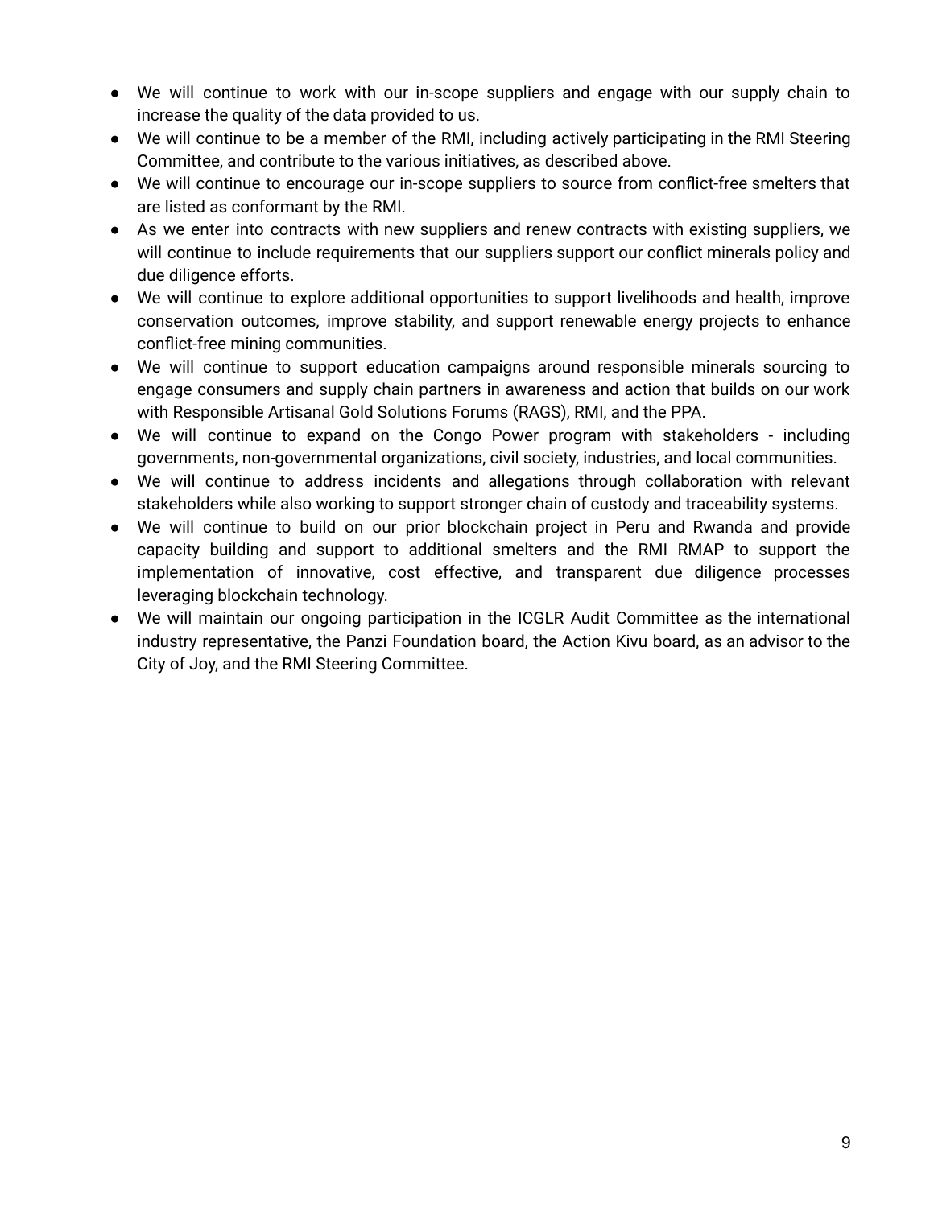- We will continue to work with our in-scope suppliers and engage with our supply chain to increase the quality of the data provided to us.
- We will continue to be a member of the RMI, including actively participating in the RMI Steering Committee, and contribute to the various initiatives, as described above.
- We will continue to encourage our in-scope suppliers to source from conflict-free smelters that are listed as conformant by the RMI.
- As we enter into contracts with new suppliers and renew contracts with existing suppliers, we will continue to include requirements that our suppliers support our conflict minerals policy and due diligence efforts.
- We will continue to explore additional opportunities to support livelihoods and health, improve conservation outcomes, improve stability, and support renewable energy projects to enhance conflict-free mining communities.
- We will continue to support education campaigns around responsible minerals sourcing to engage consumers and supply chain partners in awareness and action that builds on our work with Responsible Artisanal Gold Solutions Forums (RAGS), RMI, and the PPA.
- We will continue to expand on the Congo Power program with stakeholders - including governments, non-governmental organizations, civil society, industries, and local communities.
- We will continue to address incidents and allegations through collaboration with relevant stakeholders while also working to support stronger chain of custody and traceability systems.
- We will continue to build on our prior blockchain project in Peru and Rwanda and provide capacity building and support to additional smelters and the RMI RMAP to support the implementation of innovative, cost effective, and transparent due diligence processes leveraging blockchain technology.
- We will maintain our ongoing participation in the ICGLR Audit Committee as the international industry representative, the Panzi Foundation board, the Action Kivu board, as an advisor to the City of Joy, and the RMI Steering Committee.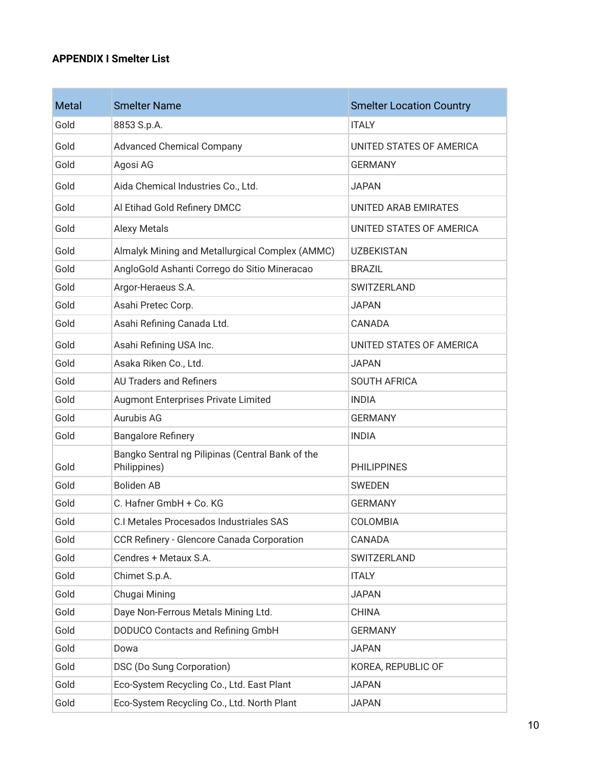**APPENDIX I Smelter List**

| Metal | Smelter Name | Smelter Location Country |
|---|---|---|
| Gold | 8853 S.p.A. | ITALY |
| Gold | Advanced Chemical Company | UNITED STATES OF AMERICA |
| Gold | Agosi AG | GERMANY |
| Gold | Aida Chemical Industries Co., Ltd. | JAPAN |
| Gold | Al Etihad Gold Refinery DMCC | UNITED ARAB EMIRATES |
| Gold | Alexy Metals | UNITED STATES OF AMERICA |
| Gold | Almalyk Mining and Metallurgical Complex (AMMC) | UZBEKISTAN |
| Gold | AngloGold Ashanti Corrego do Sitio Mineracao | BRAZIL |
| Gold | Argor-Heraeus S.A. | SWITZERLAND |
| Gold | Asahi Pretec Corp. | JAPAN |
| Gold | Asahi Refining Canada Ltd. | CANADA |
| Gold | Asahi Refining USA Inc. | UNITED STATES OF AMERICA |
| Gold | Asaka Riken Co., Ltd. | JAPAN |
| Gold | AU Traders and Refiners | SOUTH AFRICA |
| Gold | Augmont Enterprises Private Limited | INDIA |
| Gold | Aurubis AG | GERMANY |
| Gold | Bangalore Refinery | INDIA |
| Gold | Bangko Sentral ng Pilipinas (Central Bank of the Philippines) | PHILIPPINES |
| Gold | Boliden AB | SWEDEN |
| Gold | C. Hafner GmbH + Co. KG | GERMANY |
| Gold | C.I Metales Procesados Industriales SAS | COLOMBIA |
| Gold | CCR Refinery - Glencore Canada Corporation | CANADA |
| Gold | Cendres + Metaux S.A. | SWITZERLAND |
| Gold | Chimet S.p.A. | ITALY |
| Gold | Chugai Mining | JAPAN |
| Gold | Daye Non-Ferrous Metals Mining Ltd. | CHINA |
| Gold | DODUCO Contacts and Refining GmbH | GERMANY |
| Gold | Dowa | JAPAN |
| Gold | DSC (Do Sung Corporation) | KOREA, REPUBLIC OF |
| Gold | Eco-System Recycling Co., Ltd. East Plant | JAPAN |
| Gold | Eco-System Recycling Co., Ltd. North Plant | JAPAN |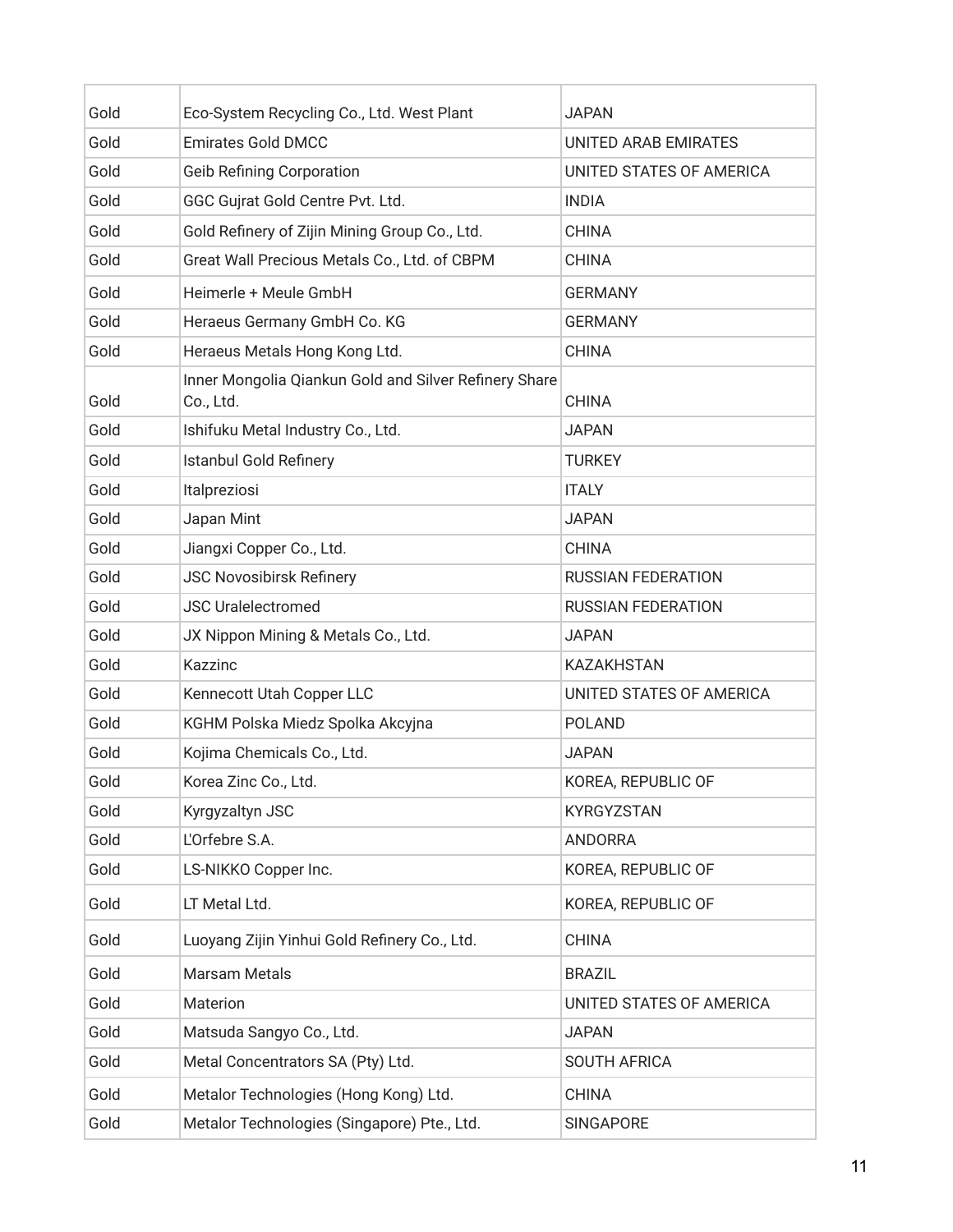| Gold | Eco-System Recycling Co., Ltd. West Plant | JAPAN |
|---|---|---|
| Gold | Emirates Gold DMCC | UNITED ARAB EMIRATES |
| Gold | Geib Refining Corporation | UNITED STATES OF AMERICA |
| Gold | GGC Gujrat Gold Centre Pvt. Ltd. | INDIA |
| Gold | Gold Refinery of Zijin Mining Group Co., Ltd. | CHINA |
| Gold | Great Wall Precious Metals Co., Ltd. of CBPM | CHINA |
| Gold | Heimerle + Meule GmbH | GERMANY |
| Gold | Heraeus Germany GmbH Co. KG | GERMANY |
| Gold | Heraeus Metals Hong Kong Ltd. | CHINA |
| Gold | Inner Mongolia Qiankun Gold and Silver Refinery Share Co., Ltd. | CHINA |
| Gold | Ishifuku Metal Industry Co., Ltd. | JAPAN |
| Gold | Istanbul Gold Refinery | TURKEY |
| Gold | Italpreziosi | ITALY |
| Gold | Japan Mint | JAPAN |
| Gold | Jiangxi Copper Co., Ltd. | CHINA |
| Gold | JSC Novosibirsk Refinery | RUSSIAN FEDERATION |
| Gold | JSC Uralelectromed | RUSSIAN FEDERATION |
| Gold | JX Nippon Mining & Metals Co., Ltd. | JAPAN |
| Gold | Kazzinc | KAZAKHSTAN |
| Gold | Kennecott Utah Copper LLC | UNITED STATES OF AMERICA |
| Gold | KGHM Polska Miedz Spolka Akcyjna | POLAND |
| Gold | Kojima Chemicals Co., Ltd. | JAPAN |
| Gold | Korea Zinc Co., Ltd. | KOREA, REPUBLIC OF |
| Gold | Kyrgyzaltyn JSC | KYRGYZSTAN |
| Gold | L'Orfebre S.A. | ANDORRA |
| Gold | LS-NIKKO Copper Inc. | KOREA, REPUBLIC OF |
| Gold | LT Metal Ltd. | KOREA, REPUBLIC OF |
| Gold | Luoyang Zijin Yinhui Gold Refinery Co., Ltd. | CHINA |
| Gold | Marsam Metals | BRAZIL |
| Gold | Materion | UNITED STATES OF AMERICA |
| Gold | Matsuda Sangyo Co., Ltd. | JAPAN |
| Gold | Metal Concentrators SA (Pty) Ltd. | SOUTH AFRICA |
| Gold | Metalor Technologies (Hong Kong) Ltd. | CHINA |
| Gold | Metalor Technologies (Singapore) Pte., Ltd. | SINGAPORE |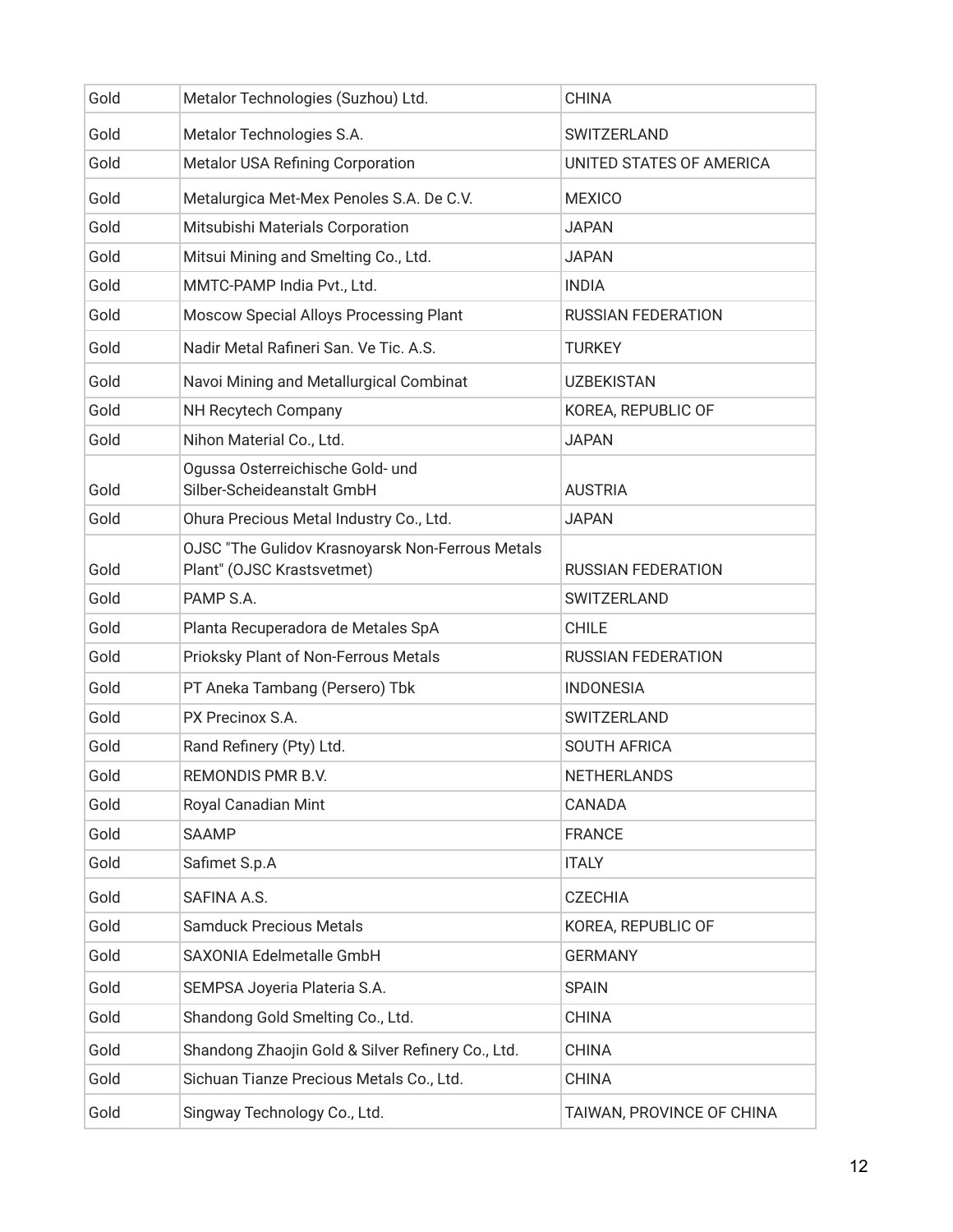| Gold | Metalor Technologies (Suzhou) Ltd. | CHINA |
|---|---|---|
| Gold | Metalor Technologies S.A. | SWITZERLAND |
| Gold | Metalor USA Refining Corporation | UNITED STATES OF AMERICA |
| Gold | Metalurgica Met-Mex Penoles S.A. De C.V. | MEXICO |
| Gold | Mitsubishi Materials Corporation | JAPAN |
| Gold | Mitsui Mining and Smelting Co., Ltd. | JAPAN |
| Gold | MMTC-PAMP India Pvt., Ltd. | INDIA |
| Gold | Moscow Special Alloys Processing Plant | RUSSIAN FEDERATION |
| Gold | Nadir Metal Rafineri San. Ve Tic. A.S. | TURKEY |
| Gold | Navoi Mining and Metallurgical Combinat | UZBEKISTAN |
| Gold | NH Recytech Company | KOREA, REPUBLIC OF |
| Gold | Nihon Material Co., Ltd. | JAPAN |
| Gold | Ogussa Osterreichische Gold- und Silber-Scheideanstalt GmbH | AUSTRIA |
| Gold | Ohura Precious Metal Industry Co., Ltd. | JAPAN |
| Gold | OJSC "The Gulidov Krasnoyarsk Non-Ferrous Metals Plant" (OJSC Krastsvetmet) | RUSSIAN FEDERATION |
| Gold | PAMP S.A. | SWITZERLAND |
| Gold | Planta Recuperadora de Metales SpA | CHILE |
| Gold | Prioksky Plant of Non-Ferrous Metals | RUSSIAN FEDERATION |
| Gold | PT Aneka Tambang (Persero) Tbk | INDONESIA |
| Gold | PX Precinox S.A. | SWITZERLAND |
| Gold | Rand Refinery (Pty) Ltd. | SOUTH AFRICA |
| Gold | REMONDIS PMR B.V. | NETHERLANDS |
| Gold | Royal Canadian Mint | CANADA |
| Gold | SAAMP | FRANCE |
| Gold | Safimet S.p.A | ITALY |
| Gold | SAFINA A.S. | CZECHIA |
| Gold | Samduck Precious Metals | KOREA, REPUBLIC OF |
| Gold | SAXONIA Edelmetalle GmbH | GERMANY |
| Gold | SEMPSA Joyeria Plateria S.A. | SPAIN |
| Gold | Shandong Gold Smelting Co., Ltd. | CHINA |
| Gold | Shandong Zhaojin Gold & Silver Refinery Co., Ltd. | CHINA |
| Gold | Sichuan Tianze Precious Metals Co., Ltd. | CHINA |
| Gold | Singway Technology Co., Ltd. | TAIWAN, PROVINCE OF CHINA |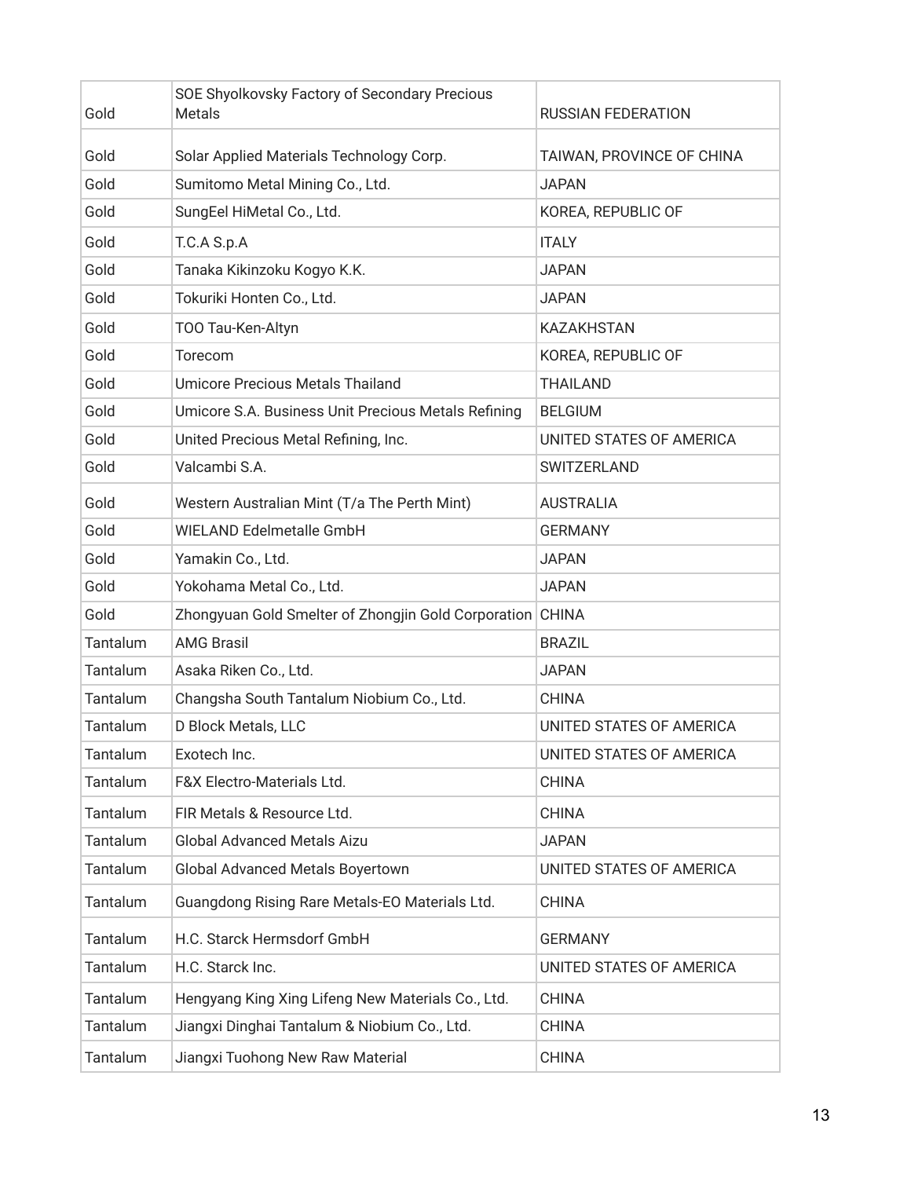| Gold | SOE Shyolkovsky Factory of Secondary Precious Metals | RUSSIAN FEDERATION |
|---|---|---|
| Gold | Solar Applied Materials Technology Corp. | TAIWAN, PROVINCE OF CHINA |
| Gold | Sumitomo Metal Mining Co., Ltd. | JAPAN |
| Gold | SungEel HiMetal Co., Ltd. | KOREA, REPUBLIC OF |
| Gold | T.C.A S.p.A | ITALY |
| Gold | Tanaka Kikinzoku Kogyo K.K. | JAPAN |
| Gold | Tokuriki Honten Co., Ltd. | JAPAN |
| Gold | TOO Tau-Ken-Altyn | KAZAKHSTAN |
| Gold | Torecom | KOREA, REPUBLIC OF |
| Gold | Umicore Precious Metals Thailand | THAILAND |
| Gold | Umicore S.A. Business Unit Precious Metals Refining | BELGIUM |
| Gold | United Precious Metal Refining, Inc. | UNITED STATES OF AMERICA |
| Gold | Valcambi S.A. | SWITZERLAND |
| Gold | Western Australian Mint (T/a The Perth Mint) | AUSTRALIA |
| Gold | WIELAND Edelmetalle GmbH | GERMANY |
| Gold | Yamakin Co., Ltd. | JAPAN |
| Gold | Yokohama Metal Co., Ltd. | JAPAN |
| Gold | Zhongyuan Gold Smelter of Zhongjin Gold Corporation | CHINA |
| Tantalum | AMG Brasil | BRAZIL |
| Tantalum | Asaka Riken Co., Ltd. | JAPAN |
| Tantalum | Changsha South Tantalum Niobium Co., Ltd. | CHINA |
| Tantalum | D Block Metals, LLC | UNITED STATES OF AMERICA |
| Tantalum | Exotech Inc. | UNITED STATES OF AMERICA |
| Tantalum | F&X Electro-Materials Ltd. | CHINA |
| Tantalum | FIR Metals & Resource Ltd. | CHINA |
| Tantalum | Global Advanced Metals Aizu | JAPAN |
| Tantalum | Global Advanced Metals Boyertown | UNITED STATES OF AMERICA |
| Tantalum | Guangdong Rising Rare Metals-EO Materials Ltd. | CHINA |
| Tantalum | H.C. Starck Hermsdorf GmbH | GERMANY |
| Tantalum | H.C. Starck Inc. | UNITED STATES OF AMERICA |
| Tantalum | Hengyang King Xing Lifeng New Materials Co., Ltd. | CHINA |
| Tantalum | Jiangxi Dinghai Tantalum & Niobium Co., Ltd. | CHINA |
| Tantalum | Jiangxi Tuohong New Raw Material | CHINA |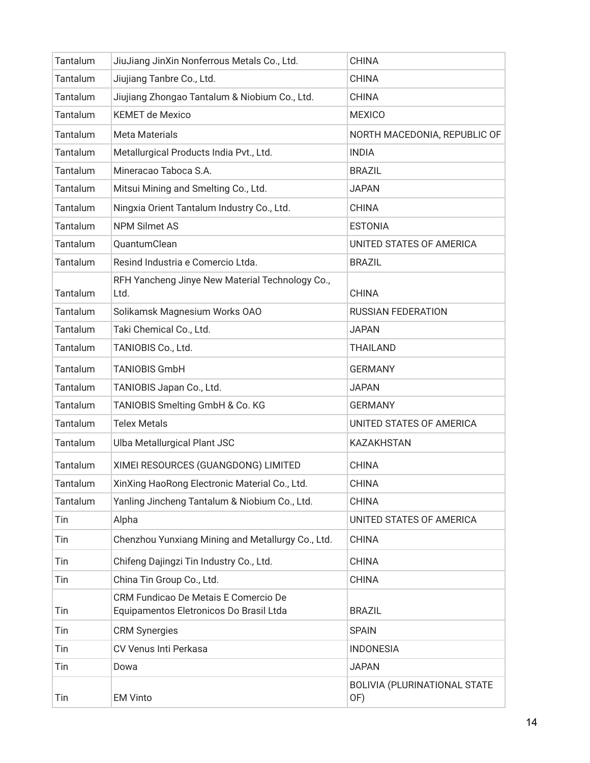| Tantalum | JiuJiang JinXin Nonferrous Metals Co., Ltd. | CHINA |
|---|---|---|
| Tantalum | Jiujiang Tanbre Co., Ltd. | CHINA |
| Tantalum | Jiujiang Zhongao Tantalum & Niobium Co., Ltd. | CHINA |
| Tantalum | KEMET de Mexico | MEXICO |
| Tantalum | Meta Materials | NORTH MACEDONIA, REPUBLIC OF |
| Tantalum | Metallurgical Products India Pvt., Ltd. | INDIA |
| Tantalum | Mineracao Taboca S.A. | BRAZIL |
| Tantalum | Mitsui Mining and Smelting Co., Ltd. | JAPAN |
| Tantalum | Ningxia Orient Tantalum Industry Co., Ltd. | CHINA |
| Tantalum | NPM Silmet AS | ESTONIA |
| Tantalum | QuantumClean | UNITED STATES OF AMERICA |
| Tantalum | Resind Industria e Comercio Ltda. | BRAZIL |
| Tantalum | RFH Yancheng Jinye New Material Technology Co., Ltd. | CHINA |
| Tantalum | Solikamsk Magnesium Works OAO | RUSSIAN FEDERATION |
| Tantalum | Taki Chemical Co., Ltd. | JAPAN |
| Tantalum | TANIOBIS Co., Ltd. | THAILAND |
| Tantalum | TANIOBIS GmbH | GERMANY |
| Tantalum | TANIOBIS Japan Co., Ltd. | JAPAN |
| Tantalum | TANIOBIS Smelting GmbH & Co. KG | GERMANY |
| Tantalum | Telex Metals | UNITED STATES OF AMERICA |
| Tantalum | Ulba Metallurgical Plant JSC | KAZAKHSTAN |
| Tantalum | XIMEI RESOURCES (GUANGDONG) LIMITED | CHINA |
| Tantalum | XinXing HaoRong Electronic Material Co., Ltd. | CHINA |
| Tantalum | Yanling Jincheng Tantalum & Niobium Co., Ltd. | CHINA |
| Tin | Alpha | UNITED STATES OF AMERICA |
| Tin | Chenzhou Yunxiang Mining and Metallurgy Co., Ltd. | CHINA |
| Tin | Chifeng Dajingzi Tin Industry Co., Ltd. | CHINA |
| Tin | China Tin Group Co., Ltd. | CHINA |
| Tin | CRM Fundicao De Metais E Comercio De Equipamentos Eletronicos Do Brasil Ltda | BRAZIL |
| Tin | CRM Synergies | SPAIN |
| Tin | CV Venus Inti Perkasa | INDONESIA |
| Tin | Dowa | JAPAN |
| Tin | EM Vinto | BOLIVIA (PLURINATIONAL STATE OF) |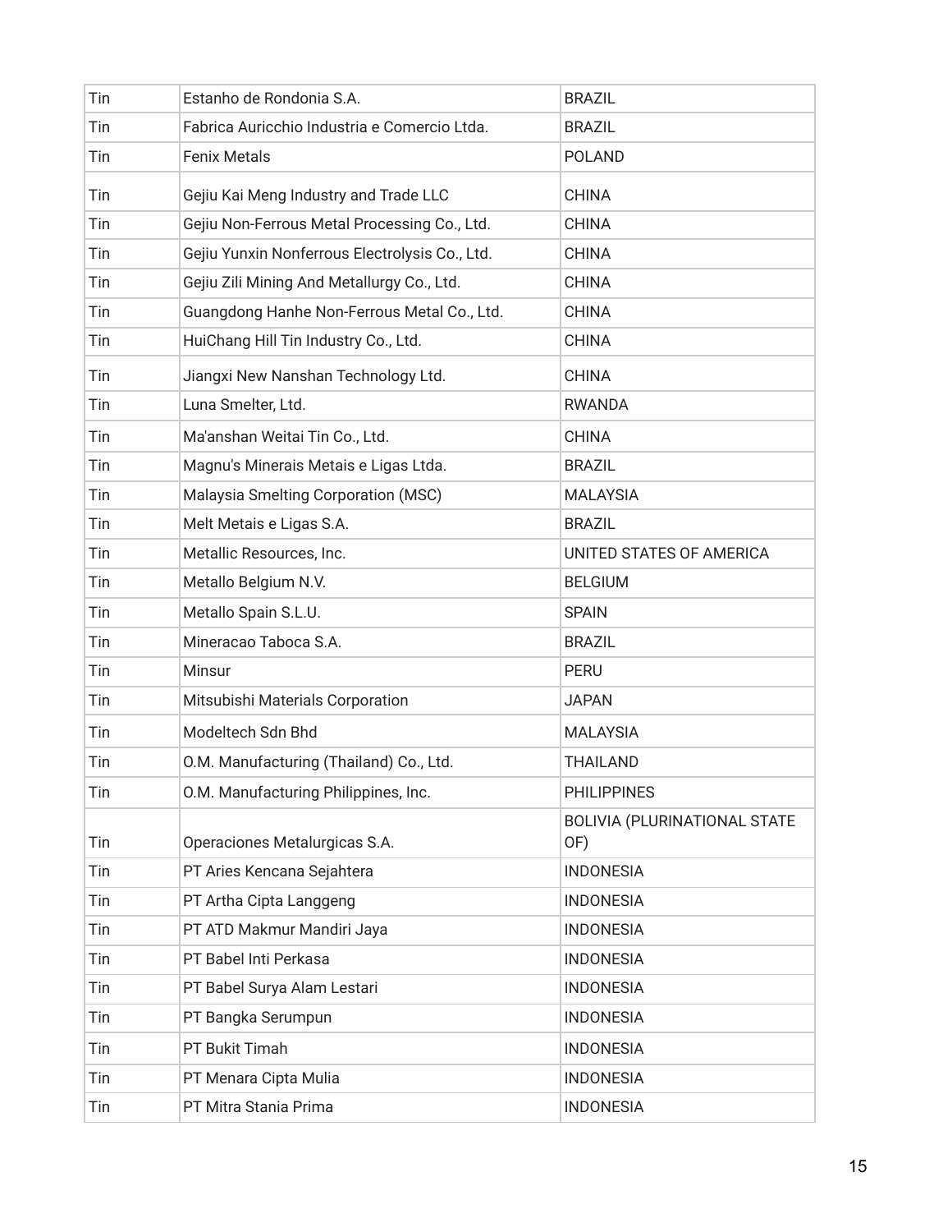| Tin | Estanho de Rondonia S.A. | BRAZIL |
|---|---|---|
| Tin | Fabrica Auricchio Industria e Comercio Ltda. | BRAZIL |
| Tin | Fenix Metals | POLAND |
| Tin | Gejiu Kai Meng Industry and Trade LLC | CHINA |
| Tin | Gejiu Non-Ferrous Metal Processing Co., Ltd. | CHINA |
| Tin | Gejiu Yunxin Nonferrous Electrolysis Co., Ltd. | CHINA |
| Tin | Gejiu Zili Mining And Metallurgy Co., Ltd. | CHINA |
| Tin | Guangdong Hanhe Non-Ferrous Metal Co., Ltd. | CHINA |
| Tin | HuiChang Hill Tin Industry Co., Ltd. | CHINA |
| Tin | Jiangxi New Nanshan Technology Ltd. | CHINA |
| Tin | Luna Smelter, Ltd. | RWANDA |
| Tin | Ma'anshan Weitai Tin Co., Ltd. | CHINA |
| Tin | Magnu's Minerais Metais e Ligas Ltda. | BRAZIL |
| Tin | Malaysia Smelting Corporation (MSC) | MALAYSIA |
| Tin | Melt Metais e Ligas S.A. | BRAZIL |
| Tin | Metallic Resources, Inc. | UNITED STATES OF AMERICA |
| Tin | Metallo Belgium N.V. | BELGIUM |
| Tin | Metallo Spain S.L.U. | SPAIN |
| Tin | Mineracao Taboca S.A. | BRAZIL |
| Tin | Minsur | PERU |
| Tin | Mitsubishi Materials Corporation | JAPAN |
| Tin | Modeltech Sdn Bhd | MALAYSIA |
| Tin | O.M. Manufacturing (Thailand) Co., Ltd. | THAILAND |
| Tin | O.M. Manufacturing Philippines, Inc. | PHILIPPINES |
| Tin | Operaciones Metalurgicas S.A. | BOLIVIA (PLURINATIONAL STATE OF) |
| Tin | PT Aries Kencana Sejahtera | INDONESIA |
| Tin | PT Artha Cipta Langgeng | INDONESIA |
| Tin | PT ATD Makmur Mandiri Jaya | INDONESIA |
| Tin | PT Babel Inti Perkasa | INDONESIA |
| Tin | PT Babel Surya Alam Lestari | INDONESIA |
| Tin | PT Bangka Serumpun | INDONESIA |
| Tin | PT Bukit Timah | INDONESIA |
| Tin | PT Menara Cipta Mulia | INDONESIA |
| Tin | PT Mitra Stania Prima | INDONESIA |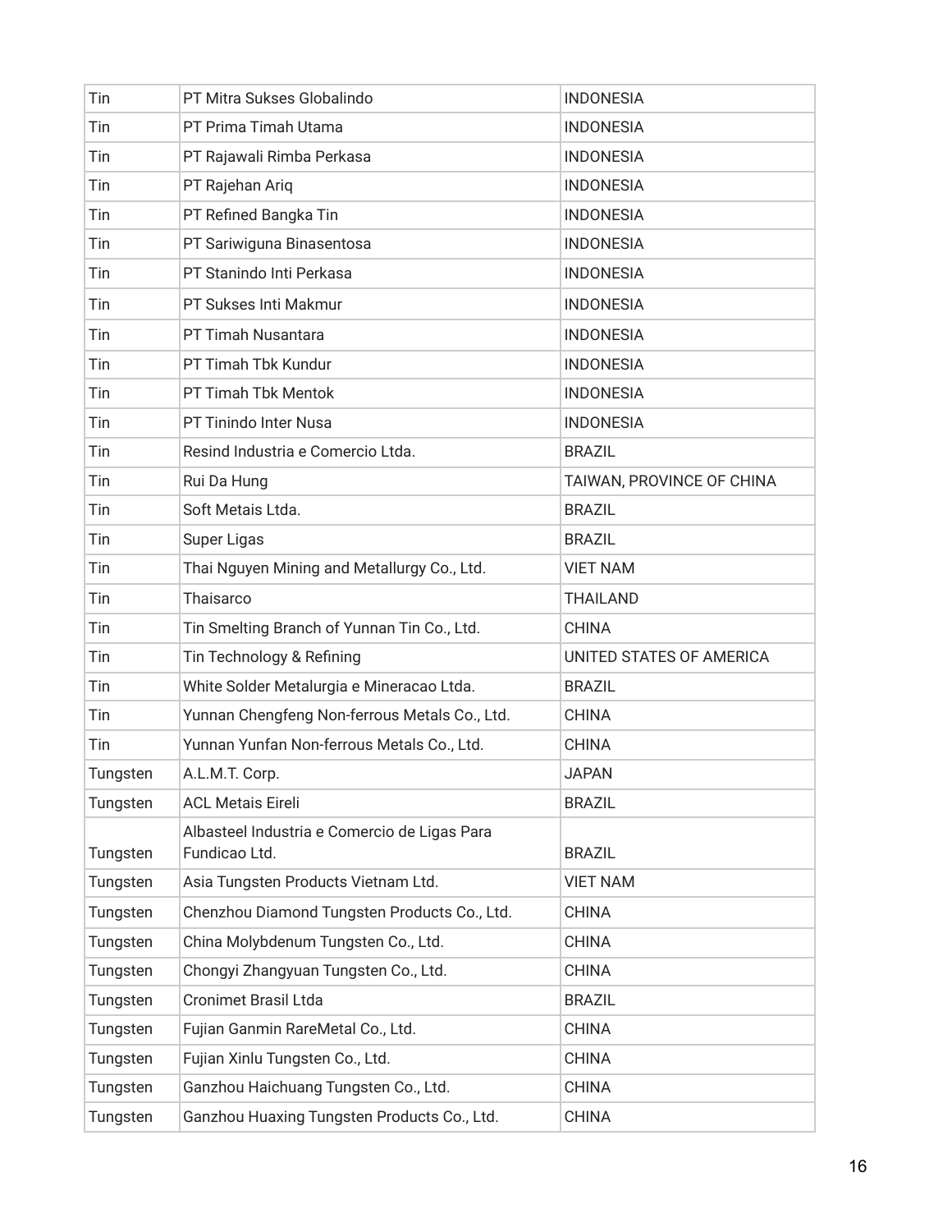| Tin | PT Mitra Sukses Globalindo | INDONESIA |
|---|---|---|
| Tin | PT Prima Timah Utama | INDONESIA |
| Tin | PT Rajawali Rimba Perkasa | INDONESIA |
| Tin | PT Rajehan Ariq | INDONESIA |
| Tin | PT Refined Bangka Tin | INDONESIA |
| Tin | PT Sariwiguna Binasentosa | INDONESIA |
| Tin | PT Stanindo Inti Perkasa | INDONESIA |
| Tin | PT Sukses Inti Makmur | INDONESIA |
| Tin | PT Timah Nusantara | INDONESIA |
| Tin | PT Timah Tbk Kundur | INDONESIA |
| Tin | PT Timah Tbk Mentok | INDONESIA |
| Tin | PT Tinindo Inter Nusa | INDONESIA |
| Tin | Resind Industria e Comercio Ltda. | BRAZIL |
| Tin | Rui Da Hung | TAIWAN, PROVINCE OF CHINA |
| Tin | Soft Metais Ltda. | BRAZIL |
| Tin | Super Ligas | BRAZIL |
| Tin | Thai Nguyen Mining and Metallurgy Co., Ltd. | VIET NAM |
| Tin | Thaisarco | THAILAND |
| Tin | Tin Smelting Branch of Yunnan Tin Co., Ltd. | CHINA |
| Tin | Tin Technology & Refining | UNITED STATES OF AMERICA |
| Tin | White Solder Metalurgia e Mineracao Ltda. | BRAZIL |
| Tin | Yunnan Chengfeng Non-ferrous Metals Co., Ltd. | CHINA |
| Tin | Yunnan Yunfan Non-ferrous Metals Co., Ltd. | CHINA |
| Tungsten | A.L.M.T. Corp. | JAPAN |
| Tungsten | ACL Metais Eireli | BRAZIL |
| Tungsten | Albasteel Industria e Comercio de Ligas Para Fundicao Ltd. | BRAZIL |
| Tungsten | Asia Tungsten Products Vietnam Ltd. | VIET NAM |
| Tungsten | Chenzhou Diamond Tungsten Products Co., Ltd. | CHINA |
| Tungsten | China Molybdenum Tungsten Co., Ltd. | CHINA |
| Tungsten | Chongyi Zhangyuan Tungsten Co., Ltd. | CHINA |
| Tungsten | Cronimet Brasil Ltda | BRAZIL |
| Tungsten | Fujian Ganmin RareMetal Co., Ltd. | CHINA |
| Tungsten | Fujian Xinlu Tungsten Co., Ltd. | CHINA |
| Tungsten | Ganzhou Haichuang Tungsten Co., Ltd. | CHINA |
| Tungsten | Ganzhou Huaxing Tungsten Products Co., Ltd. | CHINA |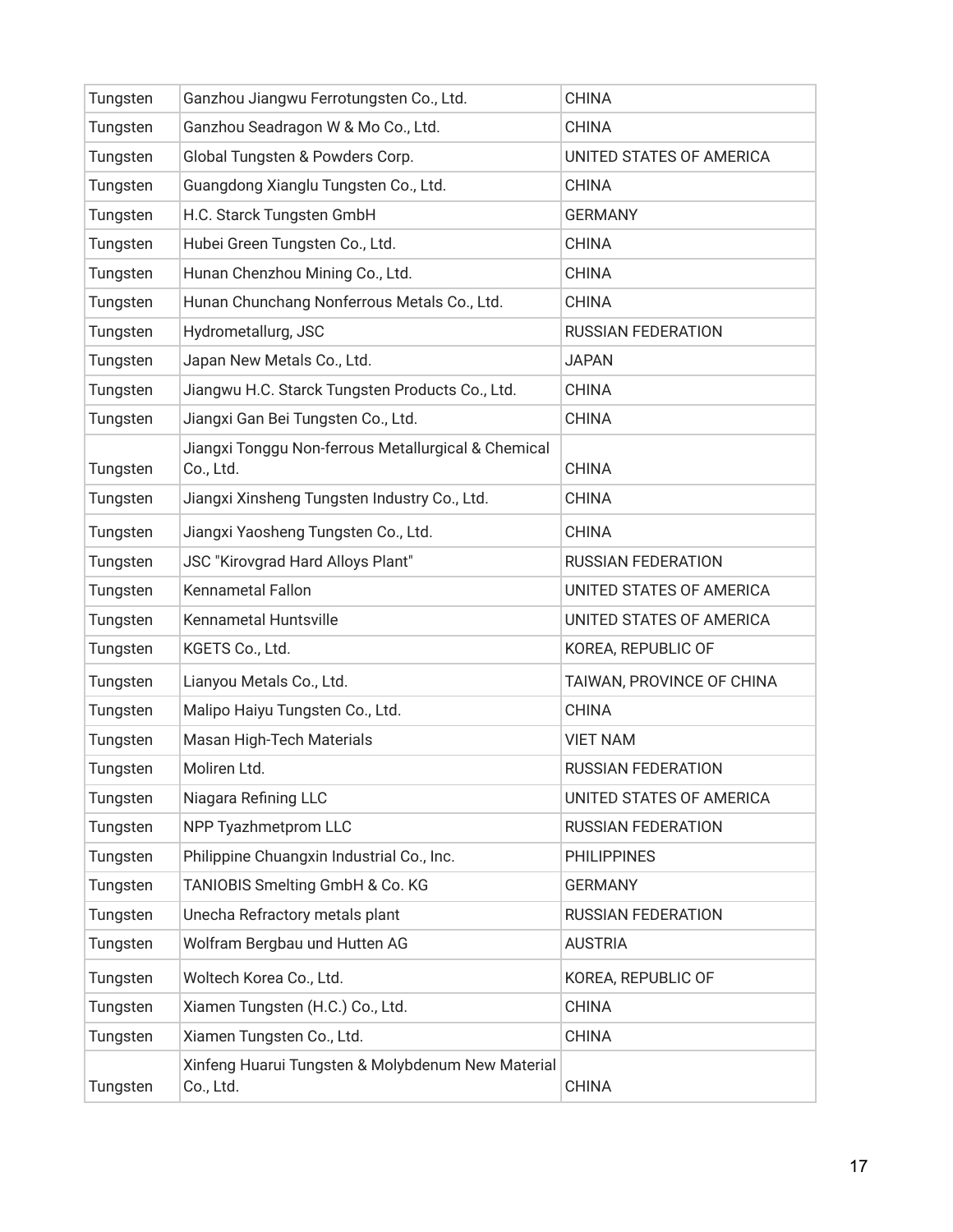| Tungsten | Ganzhou Jiangwu Ferrotungsten Co., Ltd. | CHINA |
|---|---|---|
| Tungsten | Ganzhou Seadragon W & Mo Co., Ltd. | CHINA |
| Tungsten | Global Tungsten & Powders Corp. | UNITED STATES OF AMERICA |
| Tungsten | Guangdong Xianglu Tungsten Co., Ltd. | CHINA |
| Tungsten | H.C. Starck Tungsten GmbH | GERMANY |
| Tungsten | Hubei Green Tungsten Co., Ltd. | CHINA |
| Tungsten | Hunan Chenzhou Mining Co., Ltd. | CHINA |
| Tungsten | Hunan Chunchang Nonferrous Metals Co., Ltd. | CHINA |
| Tungsten | Hydrometallurg, JSC | RUSSIAN FEDERATION |
| Tungsten | Japan New Metals Co., Ltd. | JAPAN |
| Tungsten | Jiangwu H.C. Starck Tungsten Products Co., Ltd. | CHINA |
| Tungsten | Jiangxi Gan Bei Tungsten Co., Ltd. | CHINA |
| Tungsten | Jiangxi Tonggu Non-ferrous Metallurgical & Chemical Co., Ltd. | CHINA |
| Tungsten | Jiangxi Xinsheng Tungsten Industry Co., Ltd. | CHINA |
| Tungsten | Jiangxi Yaosheng Tungsten Co., Ltd. | CHINA |
| Tungsten | JSC "Kirovgrad Hard Alloys Plant" | RUSSIAN FEDERATION |
| Tungsten | Kennametal Fallon | UNITED STATES OF AMERICA |
| Tungsten | Kennametal Huntsville | UNITED STATES OF AMERICA |
| Tungsten | KGETS Co., Ltd. | KOREA, REPUBLIC OF |
| Tungsten | Lianyou Metals Co., Ltd. | TAIWAN, PROVINCE OF CHINA |
| Tungsten | Malipo Haiyu Tungsten Co., Ltd. | CHINA |
| Tungsten | Masan High-Tech Materials | VIET NAM |
| Tungsten | Moliren Ltd. | RUSSIAN FEDERATION |
| Tungsten | Niagara Refining LLC | UNITED STATES OF AMERICA |
| Tungsten | NPP Tyazhmetprom LLC | RUSSIAN FEDERATION |
| Tungsten | Philippine Chuangxin Industrial Co., Inc. | PHILIPPINES |
| Tungsten | TANIOBIS Smelting GmbH & Co. KG | GERMANY |
| Tungsten | Unecha Refractory metals plant | RUSSIAN FEDERATION |
| Tungsten | Wolfram Bergbau und Hutten AG | AUSTRIA |
| Tungsten | Woltech Korea Co., Ltd. | KOREA, REPUBLIC OF |
| Tungsten | Xiamen Tungsten (H.C.) Co., Ltd. | CHINA |
| Tungsten | Xiamen Tungsten Co., Ltd. | CHINA |
| Tungsten | Xinfeng Huarui Tungsten & Molybdenum New Material Co., Ltd. | CHINA |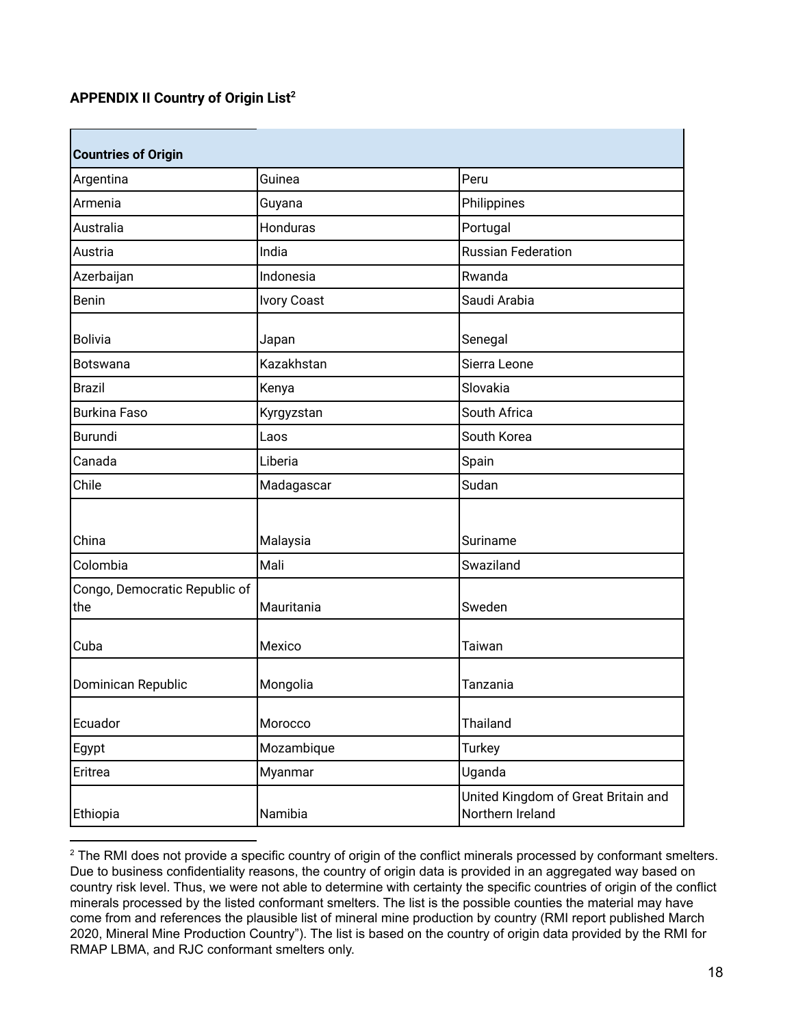**APPENDIX II Country of Origin List[2]**

| Countries of Origin | | |
|---|---|---|
| Argentina | Guinea | Peru |
| Armenia | Guyana | Philippines |
| Australia | Honduras | Portugal |
| Austria | India | Russian Federation |
| Azerbaijan | Indonesia | Rwanda |
| Benin | Ivory Coast | Saudi Arabia |
| Bolivia | Japan | Senegal |
| Botswana | Kazakhstan | Sierra Leone |
| Brazil | Kenya | Slovakia |
| Burkina Faso | Kyrgyzstan | South Africa |
| Burundi | Laos | South Korea |
| Canada | Liberia | Spain |
| Chile | Madagascar | Sudan |
| China | Malaysia | Suriname |
| Colombia | Mali | Swaziland |
| Congo, Democratic Republic of the | Mauritania | Sweden |
| Cuba | Mexico | Taiwan |
| Dominican Republic | Mongolia | Tanzania |
| Ecuador | Morocco | Thailand |
| Egypt | Mozambique | Turkey |
| Eritrea | Myanmar | Uganda |
| Ethiopia | Namibia | United Kingdom of Great Britain and Northern Ireland |

[2] The RMI does not provide a specific country of origin of the conflict minerals processed by conformant smelters. Due to business confidentiality reasons, the country of origin data is provided in an aggregated way based on country risk level. Thus, we were not able to determine with certainty the specific countries of origin of the conflict minerals processed by the listed conformant smelters. The list is the possible counties the material may have come from and references the plausible list of mineral mine production by country (RMI report published March 2020, Mineral Mine Production Country"). The list is based on the country of origin data provided by the RMI for RMAP LBMA, and RJC conformant smelters only.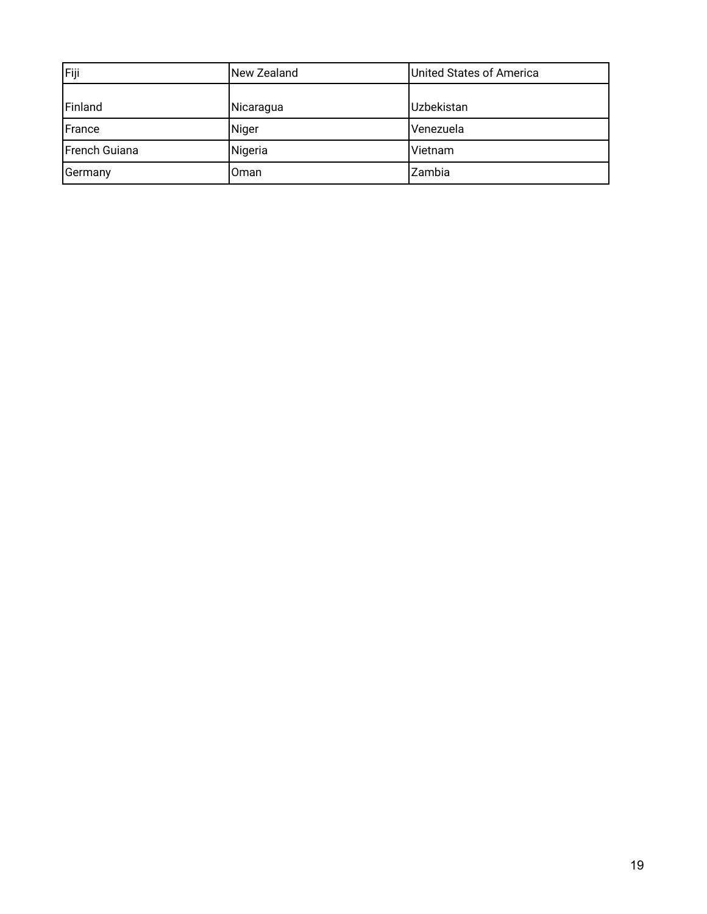| | | |
|---|---|---|
| Fiji | New Zealand | United States of America |
| Finland | Nicaragua | Uzbekistan |
| France | Niger | Venezuela |
| French Guiana | Nigeria | Vietnam |
| Germany | Oman | Zambia |